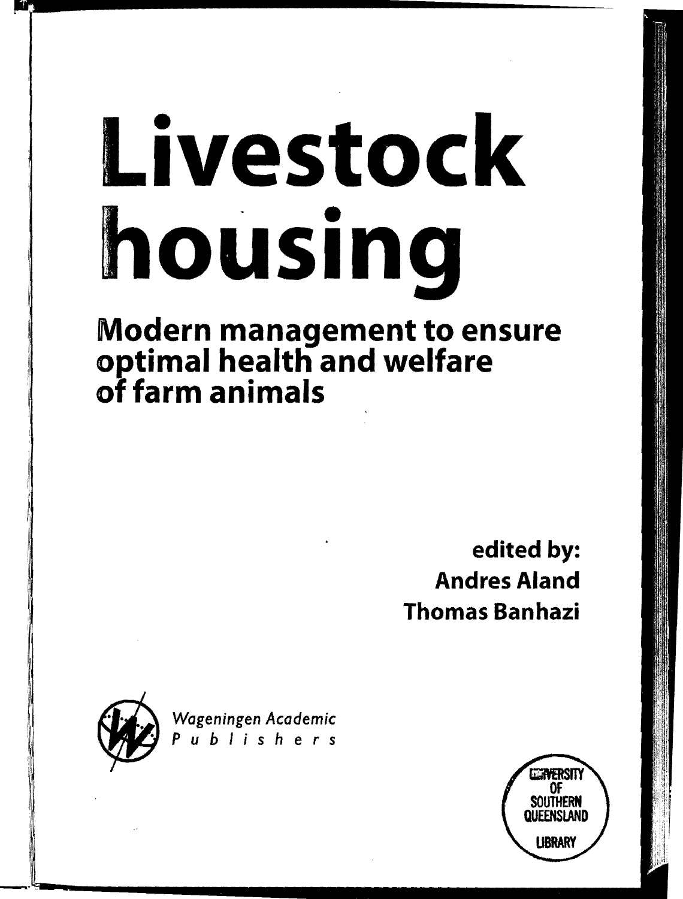# Livestock housing

## Modern management to ensure optimal health and welfare of farm animals

**edited by:**
**Andres Aland**
**Thomas Banhazi**

*Wageningen Academic Publishers*

UNIVERSITY OF SOUTHERN QUEENSLAND LIBRARY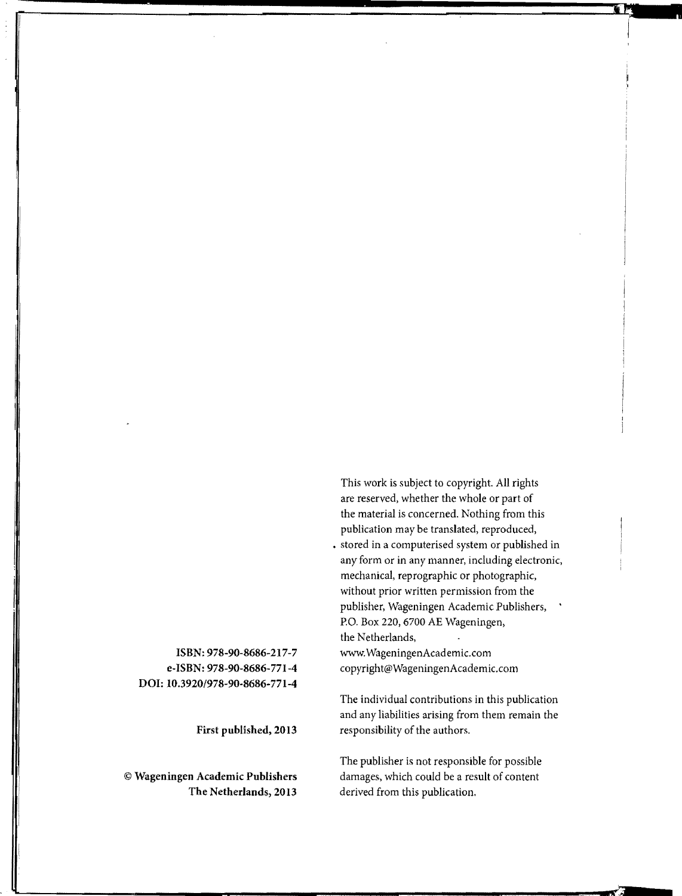ISBN: 978-90-8686-217-7
e-ISBN: 978-90-8686-771-4
DOI: 10.3920/978-90-8686-771-4

First published, 2013

© Wageningen Academic Publishers
The Netherlands, 2013

This work is subject to copyright. All rights are reserved, whether the whole or part of the material is concerned. Nothing from this publication may be translated, reproduced, stored in a computerised system or published in any form or in any manner, including electronic, mechanical, reprographic or photographic, without prior written permission from the publisher, Wageningen Academic Publishers, P.O. Box 220, 6700 AE Wageningen, the Netherlands,
www.WageningenAcademic.com
copyright@WageningenAcademic.com

The individual contributions in this publication and any liabilities arising from them remain the responsibility of the authors.

The publisher is not responsible for possible damages, which could be a result of content derived from this publication.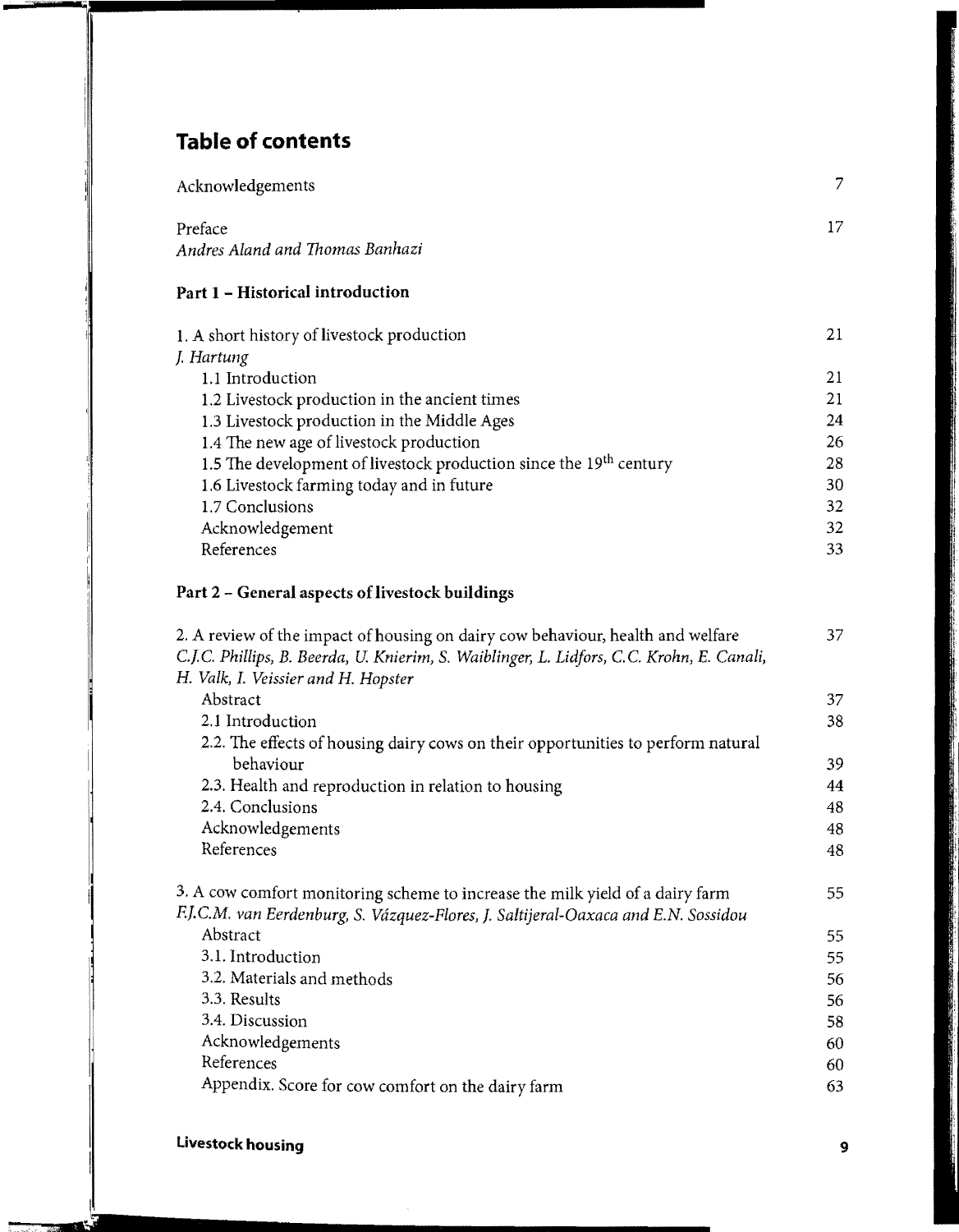# Table of contents

| | |
|---|---|
| Acknowledgements | 7 |
| Preface<br>*Andres Aland and Thomas Banhazi* | 17 |

## Part 1 – Historical introduction

| | |
|---|---|
| 1. A short history of livestock production<br>*J. Hartung* | 21 |
| 1.1 Introduction | 21 |
| 1.2 Livestock production in the ancient times | 21 |
| 1.3 Livestock production in the Middle Ages | 24 |
| 1.4 The new age of livestock production | 26 |
| 1.5 The development of livestock production since the $19^{th}$ century | 28 |
| 1.6 Livestock farming today and in future | 30 |
| 1.7 Conclusions | 32 |
| Acknowledgement | 32 |
| References | 33 |

## Part 2 – General aspects of livestock buildings

| | |
|---|---|
| 2. A review of the impact of housing on dairy cow behaviour, health and welfare<br>*C.J.C. Phillips, B. Beerda, U. Knierim, S. Waiblinger, L. Lidfors, C.C. Krohn, E. Canali, H. Valk, I. Veissier and H. Hopster* | 37 |
| Abstract | 37 |
| 2.1 Introduction | 38 |
| 2.2. The effects of housing dairy cows on their opportunities to perform natural behaviour | 39 |
| 2.3. Health and reproduction in relation to housing | 44 |
| 2.4. Conclusions | 48 |
| Acknowledgements | 48 |
| References | 48 |
| 3. A cow comfort monitoring scheme to increase the milk yield of a dairy farm<br>*F.J.C.M. van Eerdenburg, S. Vázquez-Flores, J. Saltijeral-Oaxaca and E.N. Sossidou* | 55 |
| Abstract | 55 |
| 3.1. Introduction | 55 |
| 3.2. Materials and methods | 56 |
| 3.3. Results | 56 |
| 3.4. Discussion | 58 |
| Acknowledgements | 60 |
| References | 60 |
| Appendix. Score for cow comfort on the dairy farm | 63 |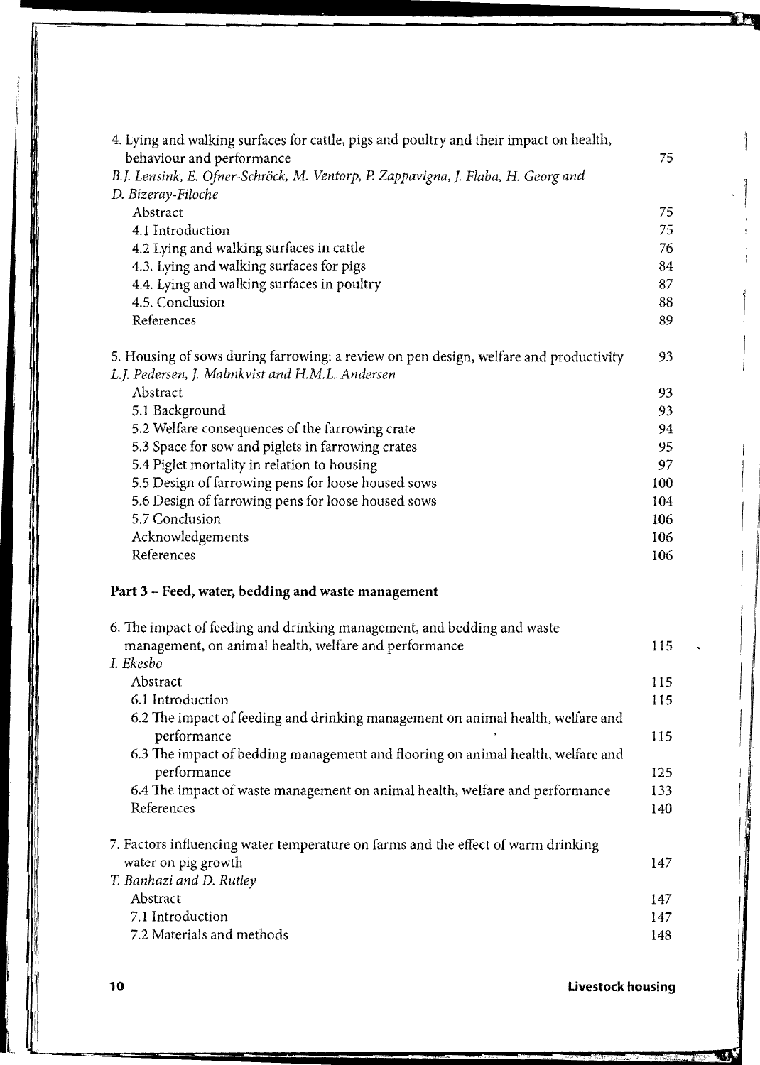4. Lying and walking surfaces for cattle, pigs and poultry and their impact on health, behaviour and performance 75
*B.J. Lensink, E. Ofner-Schröck, M. Ventorp, P. Zappavigna, J. Flaba, H. Georg and D. Bizeray-Filoche*

- Abstract 75
- 4.1 Introduction 75
- 4.2 Lying and walking surfaces in cattle 76
- 4.3. Lying and walking surfaces for pigs 84
- 4.4. Lying and walking surfaces in poultry 87
- 4.5. Conclusion 88
- References 89

5. Housing of sows during farrowing: a review on pen design, welfare and productivity 93
*L.J. Pedersen, J. Malmkvist and H.M.L. Andersen*

- Abstract 93
- 5.1 Background 93
- 5.2 Welfare consequences of the farrowing crate 94
- 5.3 Space for sow and piglets in farrowing crates 95
- 5.4 Piglet mortality in relation to housing 97
- 5.5 Design of farrowing pens for loose housed sows 100
- 5.6 Design of farrowing pens for loose housed sows 104
- 5.7 Conclusion 106
- Acknowledgements 106
- References 106

**Part 3 – Feed, water, bedding and waste management**

6. The impact of feeding and drinking management, and bedding and waste management, on animal health, welfare and performance 115
*I. Ekesbo*

- Abstract 115
- 6.1 Introduction 115
- 6.2 The impact of feeding and drinking management on animal health, welfare and performance 115
- 6.3 The impact of bedding management and flooring on animal health, welfare and performance 125
- 6.4 The impact of waste management on animal health, welfare and performance 133
- References 140

7. Factors influencing water temperature on farms and the effect of warm drinking water on pig growth 147
*T. Banhazi and D. Rutley*

- Abstract 147
- 7.1 Introduction 147
- 7.2 Materials and methods 148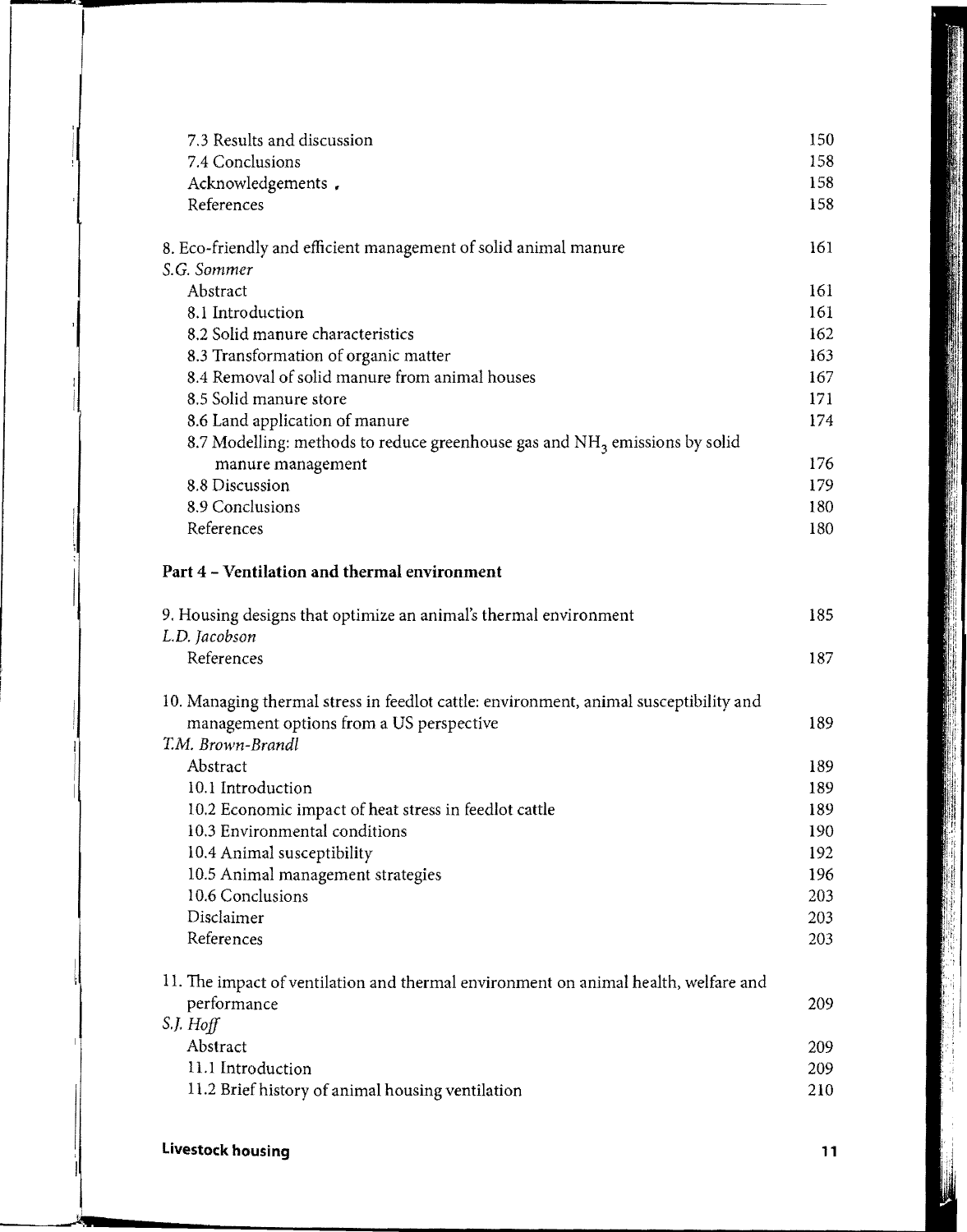| | |
|---|---|
| 7.3 Results and discussion | 150 |
| 7.4 Conclusions | 158 |
| Acknowledgements | 158 |
| References | 158 |

| | |
|---|---|
| 8. Eco-friendly and efficient management of solid animal manure<br>*S.G. Sommer* | 161 |
| Abstract | 161 |
| 8.1 Introduction | 161 |
| 8.2 Solid manure characteristics | 162 |
| 8.3 Transformation of organic matter | 163 |
| 8.4 Removal of solid manure from animal houses | 167 |
| 8.5 Solid manure store | 171 |
| 8.6 Land application of manure | 174 |
| 8.7 Modelling: methods to reduce greenhouse gas and $NH_3$ emissions by solid manure management | 176 |
| 8.8 Discussion | 179 |
| 8.9 Conclusions | 180 |
| References | 180 |

**Part 4 – Ventilation and thermal environment**

| | |
|---|---|
| 9. Housing designs that optimize an animal's thermal environment<br>*L.D. Jacobson* | 185 |
| References | 187 |

| | |
|---|---|
| 10. Managing thermal stress in feedlot cattle: environment, animal susceptibility and management options from a US perspective<br>*T.M. Brown-Brandl* | 189 |
| Abstract | 189 |
| 10.1 Introduction | 189 |
| 10.2 Economic impact of heat stress in feedlot cattle | 189 |
| 10.3 Environmental conditions | 190 |
| 10.4 Animal susceptibility | 192 |
| 10.5 Animal management strategies | 196 |
| 10.6 Conclusions | 203 |
| Disclaimer | 203 |
| References | 203 |

| | |
|---|---|
| 11. The impact of ventilation and thermal environment on animal health, welfare and performance<br>*S.J. Hoff* | 209 |
| Abstract | 209 |
| 11.1 Introduction | 209 |
| 11.2 Brief history of animal housing ventilation | 210 |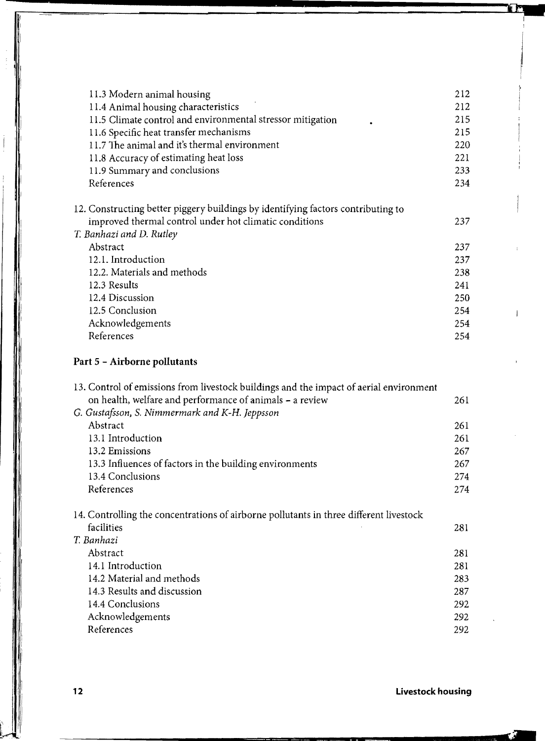| | |
|---|---|
| 11.3 Modern animal housing | 212 |
| 11.4 Animal housing characteristics | 212 |
| 11.5 Climate control and environmental stressor mitigation | 215 |
| 11.6 Specific heat transfer mechanisms | 215 |
| 11.7 The animal and it's thermal environment | 220 |
| 11.8 Accuracy of estimating heat loss | 221 |
| 11.9 Summary and conclusions | 233 |
| References | 234 |

12. Constructing better piggery buildings by identifying factors contributing to improved thermal control under hot climatic conditions — 237

*T. Banhazi and D. Rutley*

| | |
|---|---|
| Abstract | 237 |
| 12.1. Introduction | 237 |
| 12.2. Materials and methods | 238 |
| 12.3 Results | 241 |
| 12.4 Discussion | 250 |
| 12.5 Conclusion | 254 |
| Acknowledgements | 254 |
| References | 254 |

## Part 5 - Airborne pollutants

13. Control of emissions from livestock buildings and the impact of aerial environment on health, welfare and performance of animals - a review — 261

*G. Gustafsson, S. Nimmermark and K-H. Jeppsson*

| | |
|---|---|
| Abstract | 261 |
| 13.1 Introduction | 261 |
| 13.2 Emissions | 267 |
| 13.3 Influences of factors in the building environments | 267 |
| 13.4 Conclusions | 274 |
| References | 274 |

14. Controlling the concentrations of airborne pollutants in three different livestock facilities — 281

*T. Banhazi*

| | |
|---|---|
| Abstract | 281 |
| 14.1 Introduction | 281 |
| 14.2 Material and methods | 283 |
| 14.3 Results and discussion | 287 |
| 14.4 Conclusions | 292 |
| Acknowledgements | 292 |
| References | 292 |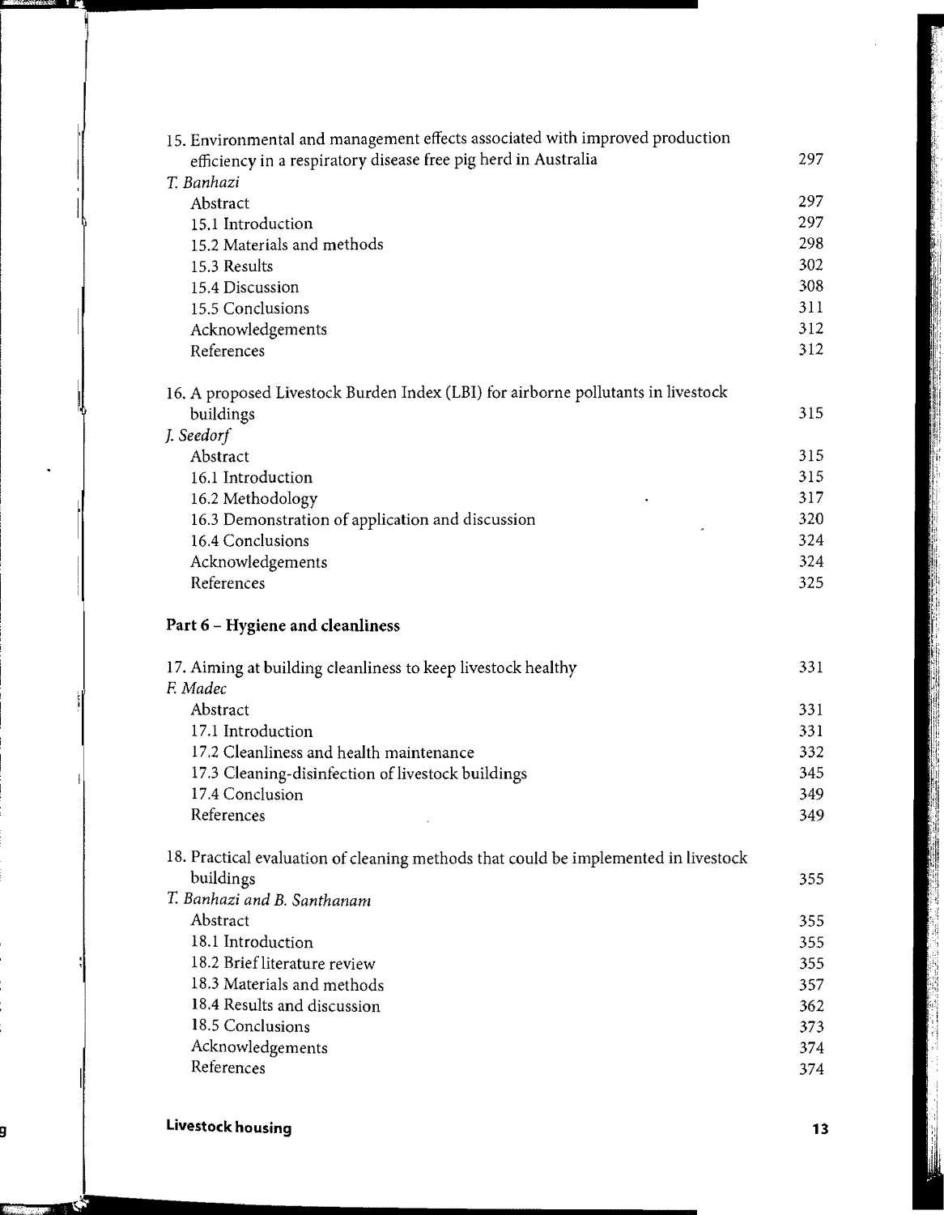15. Environmental and management effects associated with improved production efficiency in a respiratory disease free pig herd in Australia 297
*T. Banhazi*

| | |
|---|---|
| Abstract | 297 |
| 15.1 Introduction | 297 |
| 15.2 Materials and methods | 298 |
| 15.3 Results | 302 |
| 15.4 Discussion | 308 |
| 15.5 Conclusions | 311 |
| Acknowledgements | 312 |
| References | 312 |

16. A proposed Livestock Burden Index (LBI) for airborne pollutants in livestock buildings 315
*J. Seedorf*

| | |
|---|---|
| Abstract | 315 |
| 16.1 Introduction | 315 |
| 16.2 Methodology | 317 |
| 16.3 Demonstration of application and discussion | 320 |
| 16.4 Conclusions | 324 |
| Acknowledgements | 324 |
| References | 325 |

## Part 6 – Hygiene and cleanliness

17. Aiming at building cleanliness to keep livestock healthy 331
*F. Madec*

| | |
|---|---|
| Abstract | 331 |
| 17.1 Introduction | 331 |
| 17.2 Cleanliness and health maintenance | 332 |
| 17.3 Cleaning-disinfection of livestock buildings | 345 |
| 17.4 Conclusion | 349 |
| References | 349 |

18. Practical evaluation of cleaning methods that could be implemented in livestock buildings 355
*T. Banhazi and B. Santhanam*

| | |
|---|---|
| Abstract | 355 |
| 18.1 Introduction | 355 |
| 18.2 Brief literature review | 355 |
| 18.3 Materials and methods | 357 |
| 18.4 Results and discussion | 362 |
| 18.5 Conclusions | 373 |
| Acknowledgements | 374 |
| References | 374 |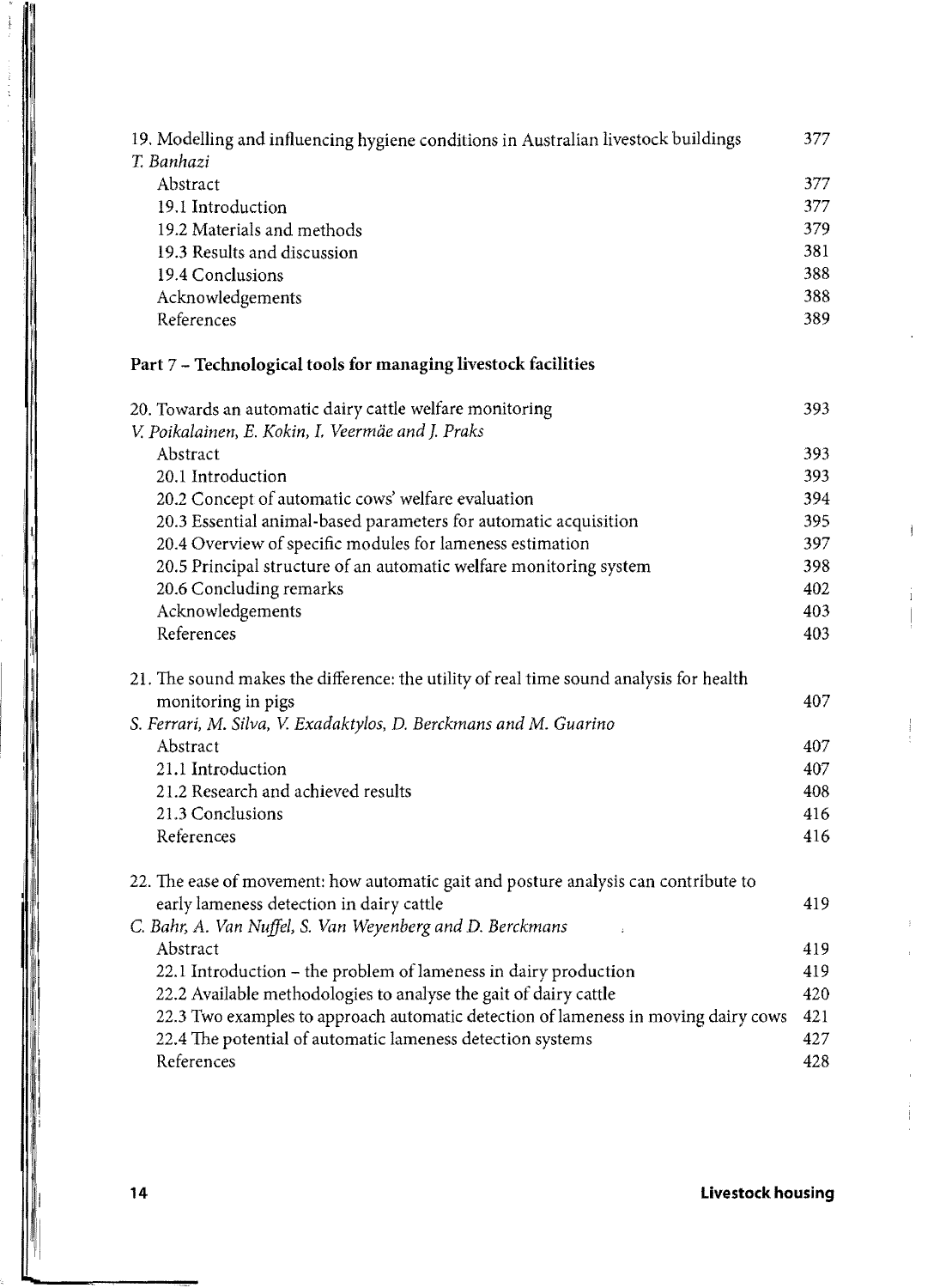| | |
|---|---|
| 19. Modelling and influencing hygiene conditions in Australian livestock buildings | 377 |
| *T. Banhazi* | |
| Abstract | 377 |
| 19.1 Introduction | 377 |
| 19.2 Materials and methods | 379 |
| 19.3 Results and discussion | 381 |
| 19.4 Conclusions | 388 |
| Acknowledgements | 388 |
| References | 389 |

**Part 7 – Technological tools for managing livestock facilities**

| | |
|---|---|
| 20. Towards an automatic dairy cattle welfare monitoring | 393 |
| *V. Poikalainen, E. Kokin, I. Veermäe and J. Praks* | |
| Abstract | 393 |
| 20.1 Introduction | 393 |
| 20.2 Concept of automatic cows' welfare evaluation | 394 |
| 20.3 Essential animal-based parameters for automatic acquisition | 395 |
| 20.4 Overview of specific modules for lameness estimation | 397 |
| 20.5 Principal structure of an automatic welfare monitoring system | 398 |
| 20.6 Concluding remarks | 402 |
| Acknowledgements | 403 |
| References | 403 |
| 21. The sound makes the difference: the utility of real time sound analysis for health monitoring in pigs | 407 |
| *S. Ferrari, M. Silva, V. Exadaktylos, D. Berckmans and M. Guarino* | |
| Abstract | 407 |
| 21.1 Introduction | 407 |
| 21.2 Research and achieved results | 408 |
| 21.3 Conclusions | 416 |
| References | 416 |
| 22. The ease of movement: how automatic gait and posture analysis can contribute to early lameness detection in dairy cattle | 419 |
| *C. Bahr, A. Van Nuffel, S. Van Weyenberg and D. Berckmans* | |
| Abstract | 419 |
| 22.1 Introduction – the problem of lameness in dairy production | 419 |
| 22.2 Available methodologies to analyse the gait of dairy cattle | 420 |
| 22.3 Two examples to approach automatic detection of lameness in moving dairy cows | 421 |
| 22.4 The potential of automatic lameness detection systems | 427 |
| References | 428 |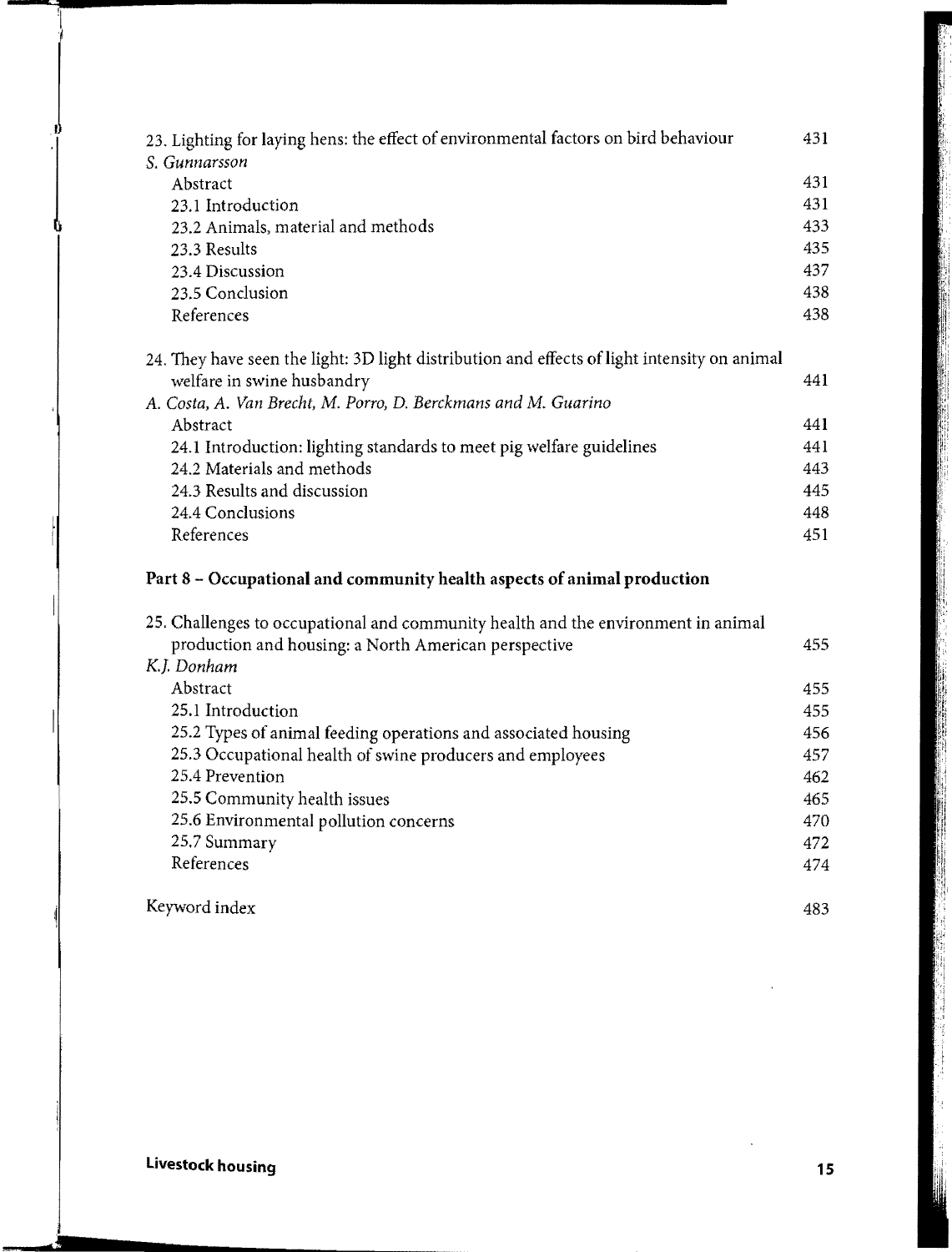| | |
|---|---|
| 23. Lighting for laying hens: the effect of environmental factors on bird behaviour | 431 |
| *S. Gunnarsson* | |
| Abstract | 431 |
| 23.1 Introduction | 431 |
| 23.2 Animals, material and methods | 433 |
| 23.3 Results | 435 |
| 23.4 Discussion | 437 |
| 23.5 Conclusion | 438 |
| References | 438 |
| 24. They have seen the light: 3D light distribution and effects of light intensity on animal welfare in swine husbandry | 441 |
| *A. Costa, A. Van Brecht, M. Porro, D. Berckmans and M. Guarino* | |
| Abstract | 441 |
| 24.1 Introduction: lighting standards to meet pig welfare guidelines | 441 |
| 24.2 Materials and methods | 443 |
| 24.3 Results and discussion | 445 |
| 24.4 Conclusions | 448 |
| References | 451 |

**Part 8 – Occupational and community health aspects of animal production**

| | |
|---|---|
| 25. Challenges to occupational and community health and the environment in animal production and housing: a North American perspective | 455 |
| *K.J. Donham* | |
| Abstract | 455 |
| 25.1 Introduction | 455 |
| 25.2 Types of animal feeding operations and associated housing | 456 |
| 25.3 Occupational health of swine producers and employees | 457 |
| 25.4 Prevention | 462 |
| 25.5 Community health issues | 465 |
| 25.6 Environmental pollution concerns | 470 |
| 25.7 Summary | 472 |
| References | 474 |
| Keyword index | 483 |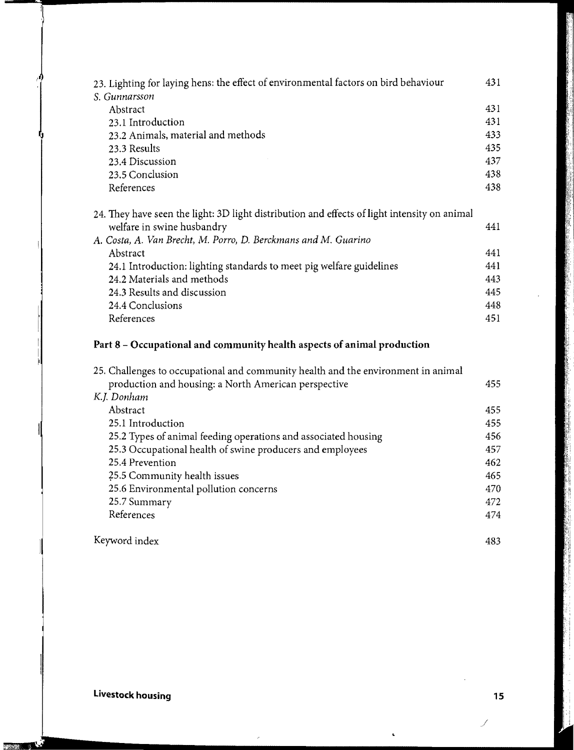| | |
|---|---|
| 23. Lighting for laying hens: the effect of environmental factors on bird behaviour | 431 |
| *S. Gunnarsson* | |
| Abstract | 431 |
| 23.1 Introduction | 431 |
| 23.2 Animals, material and methods | 433 |
| 23.3 Results | 435 |
| 23.4 Discussion | 437 |
| 23.5 Conclusion | 438 |
| References | 438 |
| | |
| 24. They have seen the light: 3D light distribution and effects of light intensity on animal welfare in swine husbandry | 441 |
| *A. Costa, A. Van Brecht, M. Porro, D. Berckmans and M. Guarino* | |
| Abstract | 441 |
| 24.1 Introduction: lighting standards to meet pig welfare guidelines | 441 |
| 24.2 Materials and methods | 443 |
| 24.3 Results and discussion | 445 |
| 24.4 Conclusions | 448 |
| References | 451 |

## Part 8 – Occupational and community health aspects of animal production

| | |
|---|---|
| 25. Challenges to occupational and community health and the environment in animal production and housing: a North American perspective | 455 |
| *K.J. Donham* | |
| Abstract | 455 |
| 25.1 Introduction | 455 |
| 25.2 Types of animal feeding operations and associated housing | 456 |
| 25.3 Occupational health of swine producers and employees | 457 |
| 25.4 Prevention | 462 |
| 25.5 Community health issues | 465 |
| 25.6 Environmental pollution concerns | 470 |
| 25.7 Summary | 472 |
| References | 474 |
| | |
| Keyword index | 483 |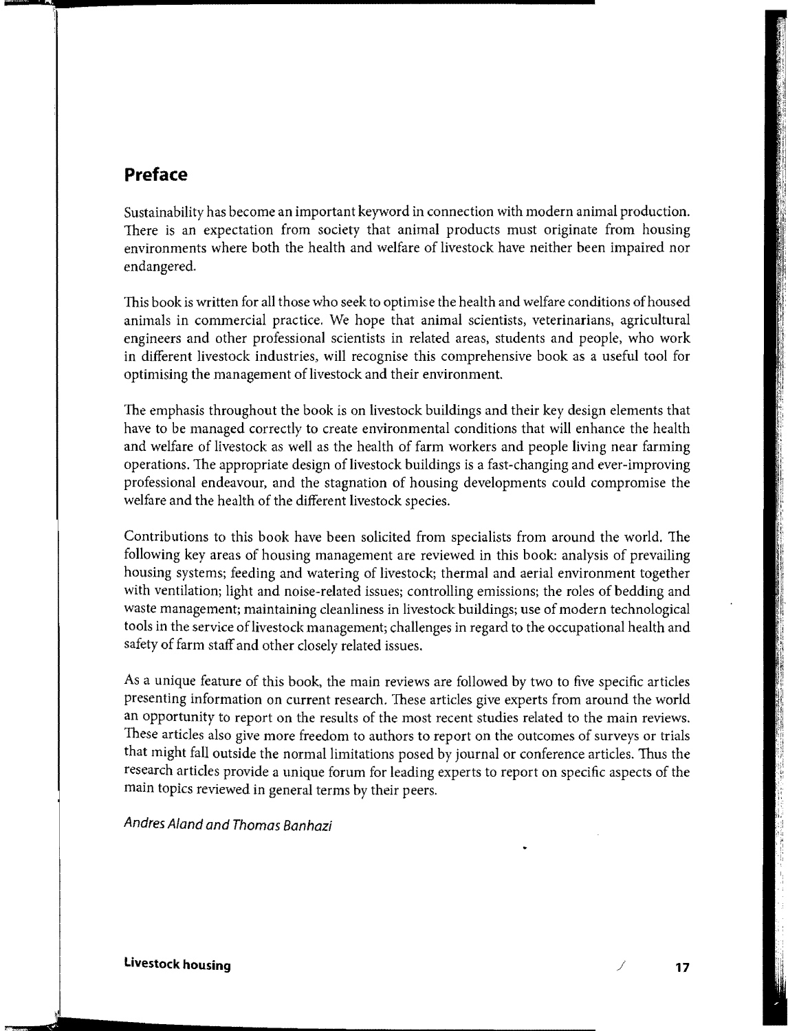## Preface

Sustainability has become an important keyword in connection with modern animal production. There is an expectation from society that animal products must originate from housing environments where both the health and welfare of livestock have neither been impaired nor endangered.

This book is written for all those who seek to optimise the health and welfare conditions of housed animals in commercial practice. We hope that animal scientists, veterinarians, agricultural engineers and other professional scientists in related areas, students and people, who work in different livestock industries, will recognise this comprehensive book as a useful tool for optimising the management of livestock and their environment.

The emphasis throughout the book is on livestock buildings and their key design elements that have to be managed correctly to create environmental conditions that will enhance the health and welfare of livestock as well as the health of farm workers and people living near farming operations. The appropriate design of livestock buildings is a fast-changing and ever-improving professional endeavour, and the stagnation of housing developments could compromise the welfare and the health of the different livestock species.

Contributions to this book have been solicited from specialists from around the world. The following key areas of housing management are reviewed in this book: analysis of prevailing housing systems; feeding and watering of livestock; thermal and aerial environment together with ventilation; light and noise-related issues; controlling emissions; the roles of bedding and waste management; maintaining cleanliness in livestock buildings; use of modern technological tools in the service of livestock management; challenges in regard to the occupational health and safety of farm staff and other closely related issues.

As a unique feature of this book, the main reviews are followed by two to five specific articles presenting information on current research. These articles give experts from around the world an opportunity to report on the results of the most recent studies related to the main reviews. These articles also give more freedom to authors to report on the outcomes of surveys or trials that might fall outside the normal limitations posed by journal or conference articles. Thus the research articles provide a unique forum for leading experts to report on specific aspects of the main topics reviewed in general terms by their peers.

*Andres Aland and Thomas Banhazi*